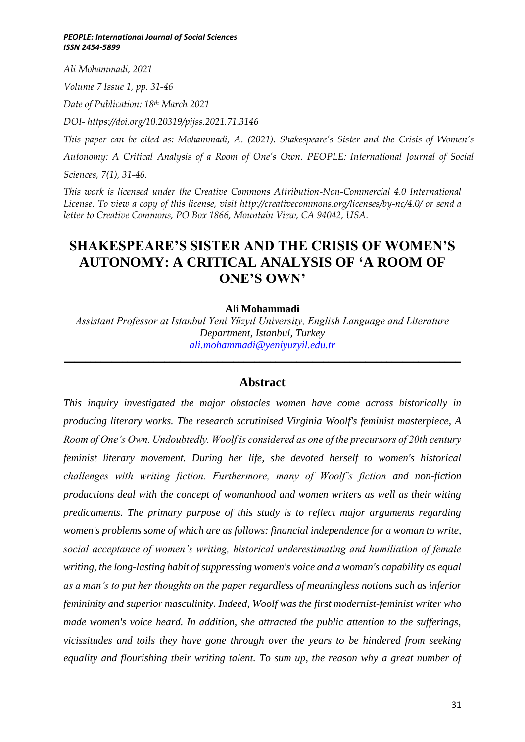*Ali Mohammadi, 2021*

*Volume 7 Issue 1, pp. 31-46*

*Date of Publication: 18th March 2021*

*DOI- https://doi.org/10.20319/pijss.2021.71.3146*

*This paper can be cited as: Mohammadi, A. (2021). Shakespeare's Sister and the Crisis of Women's Autonomy: A Critical Analysis of a Room of One's Own. PEOPLE: International Journal of Social Sciences, 7(1), 31-46.*

*This work is licensed under the Creative Commons Attribution-Non-Commercial 4.0 International License. To view a copy of this license, visit http://creativecommons.org/licenses/by-nc/4.0/ or send a letter to Creative Commons, PO Box 1866, Mountain View, CA 94042, USA.*

# SHAKESPEARE'S SISTER AND THE CRISIS OF WOMEN'S AUTONOMY: A CRITICAL ANALYSIS OF 'A ROOM OF ONE'S OWN'

**Ali Mohammadi**

*Assistant Professor at Istanbul Yeni Yüzyıl University, English Language and Literature Department, Istanbul, Turkey*
*ali.mohammadi@yeniyuzyil.edu.tr*

## Abstract

*This inquiry investigated the major obstacles women have come across historically in producing literary works. The research scrutinised Virginia Woolf's feminist masterpiece, A Room of One's Own. Undoubtedly. Woolf is considered as one of the precursors of 20th century feminist literary movement. During her life, she devoted herself to women's historical challenges with writing fiction. Furthermore, many of Woolf's fiction and non-fiction productions deal with the concept of womanhood and women writers as well as their witing predicaments. The primary purpose of this study is to reflect major arguments regarding women's problems some of which are as follows: financial independence for a woman to write, social acceptance of women's writing, historical underestimating and humiliation of female writing, the long-lasting habit of suppressing women's voice and a woman's capability as equal as a man's to put her thoughts on the paper regardless of meaningless notions such as inferior femininity and superior masculinity. Indeed, Woolf was the first modernist-feminist writer who made women's voice heard. In addition, she attracted the public attention to the sufferings, vicissitudes and toils they have gone through over the years to be hindered from seeking equality and flourishing their writing talent. To sum up, the reason why a great number of*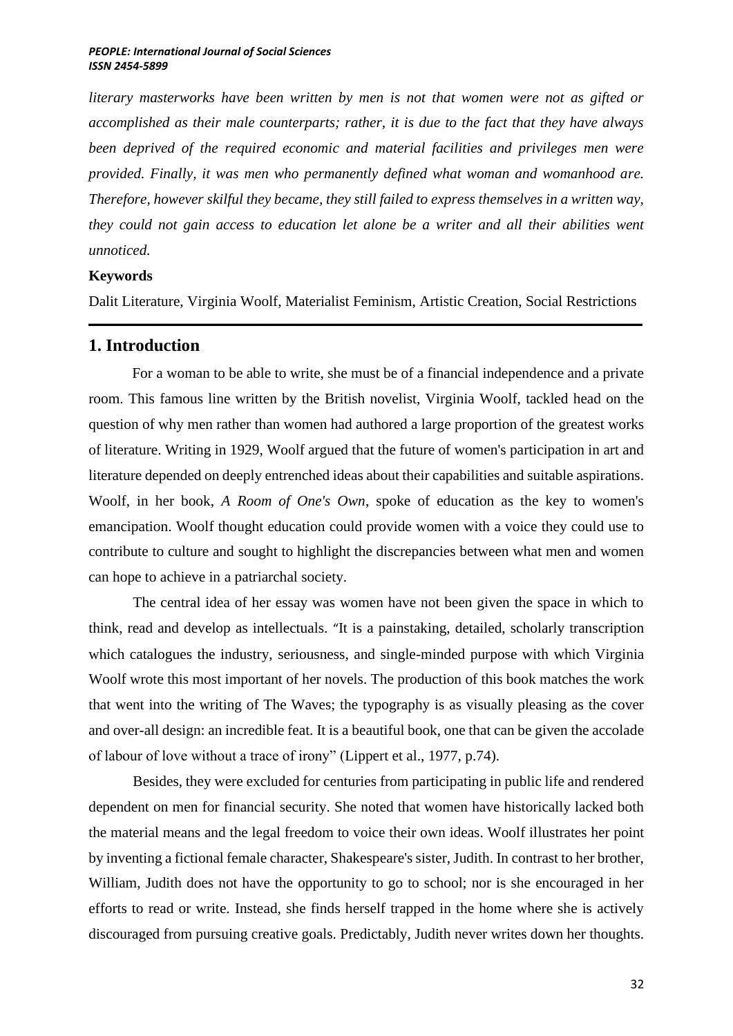*literary masterworks have been written by men is not that women were not as gifted or accomplished as their male counterparts; rather, it is due to the fact that they have always been deprived of the required economic and material facilities and privileges men were provided. Finally, it was men who permanently defined what woman and womanhood are. Therefore, however skilful they became, they still failed to express themselves in a written way, they could not gain access to education let alone be a writer and all their abilities went unnoticed.*

**Keywords**

Dalit Literature, Virginia Woolf, Materialist Feminism, Artistic Creation, Social Restrictions

## 1. Introduction

For a woman to be able to write, she must be of a financial independence and a private room. This famous line written by the British novelist, Virginia Woolf, tackled head on the question of why men rather than women had authored a large proportion of the greatest works of literature. Writing in 1929, Woolf argued that the future of women's participation in art and literature depended on deeply entrenched ideas about their capabilities and suitable aspirations. Woolf, in her book, *A Room of One's Own*, spoke of education as the key to women's emancipation. Woolf thought education could provide women with a voice they could use to contribute to culture and sought to highlight the discrepancies between what men and women can hope to achieve in a patriarchal society.

The central idea of her essay was women have not been given the space in which to think, read and develop as intellectuals. "It is a painstaking, detailed, scholarly transcription which catalogues the industry, seriousness, and single-minded purpose with which Virginia Woolf wrote this most important of her novels. The production of this book matches the work that went into the writing of The Waves; the typography is as visually pleasing as the cover and over-all design: an incredible feat. It is a beautiful book, one that can be given the accolade of labour of love without a trace of irony" (Lippert et al., 1977, p.74).

Besides, they were excluded for centuries from participating in public life and rendered dependent on men for financial security. She noted that women have historically lacked both the material means and the legal freedom to voice their own ideas. Woolf illustrates her point by inventing a fictional female character, Shakespeare's sister, Judith. In contrast to her brother, William, Judith does not have the opportunity to go to school; nor is she encouraged in her efforts to read or write. Instead, she finds herself trapped in the home where she is actively discouraged from pursuing creative goals. Predictably, Judith never writes down her thoughts.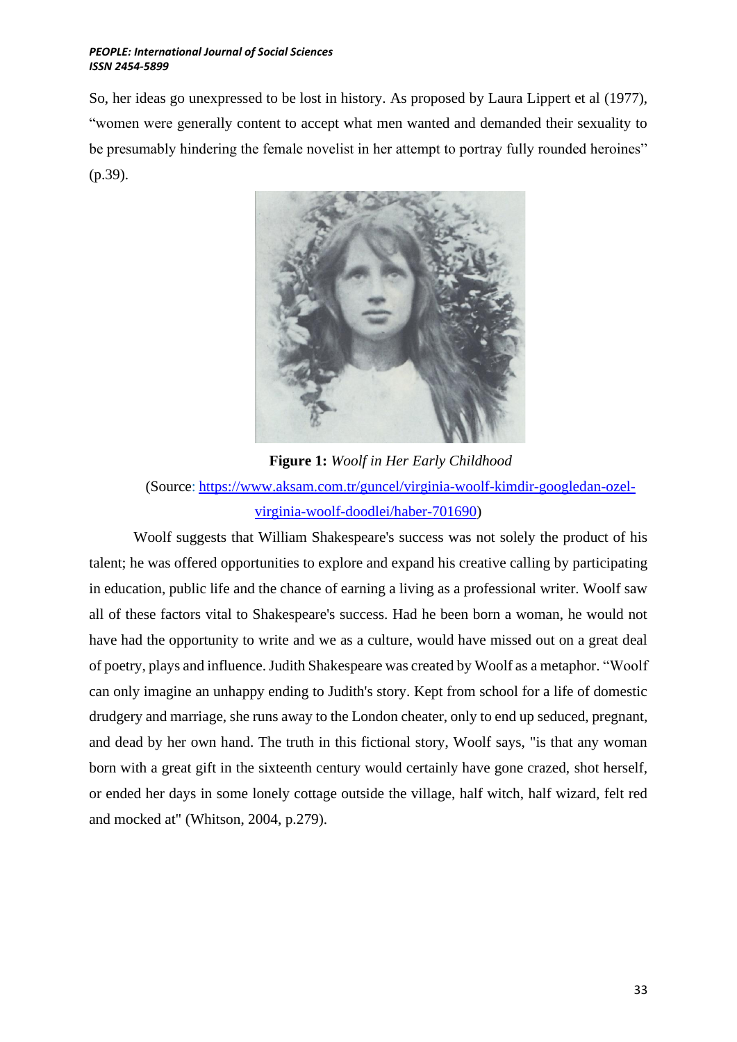So, her ideas go unexpressed to be lost in history. As proposed by Laura Lippert et al (1977), "women were generally content to accept what men wanted and demanded their sexuality to be presumably hindering the female novelist in her attempt to portray fully rounded heroines" (p.39).

**Figure 1:** *Woolf in Her Early Childhood*

(Source: [https://www.aksam.com.tr/guncel/virginia-woolf-kimdir-googledan-ozel-virginia-woolf-doodlei/haber-701690](https://www.aksam.com.tr/guncel/virginia-woolf-kimdir-googledan-ozel-virginia-woolf-doodlei/haber-701690))

Woolf suggests that William Shakespeare's success was not solely the product of his talent; he was offered opportunities to explore and expand his creative calling by participating in education, public life and the chance of earning a living as a professional writer. Woolf saw all of these factors vital to Shakespeare's success. Had he been born a woman, he would not have had the opportunity to write and we as a culture, would have missed out on a great deal of poetry, plays and influence. Judith Shakespeare was created by Woolf as a metaphor. "Woolf can only imagine an unhappy ending to Judith's story. Kept from school for a life of domestic drudgery and marriage, she runs away to the London cheater, only to end up seduced, pregnant, and dead by her own hand. The truth in this fictional story, Woolf says, "is that any woman born with a great gift in the sixteenth century would certainly have gone crazed, shot herself, or ended her days in some lonely cottage outside the village, half witch, half wizard, felt red and mocked at" (Whitson, 2004, p.279).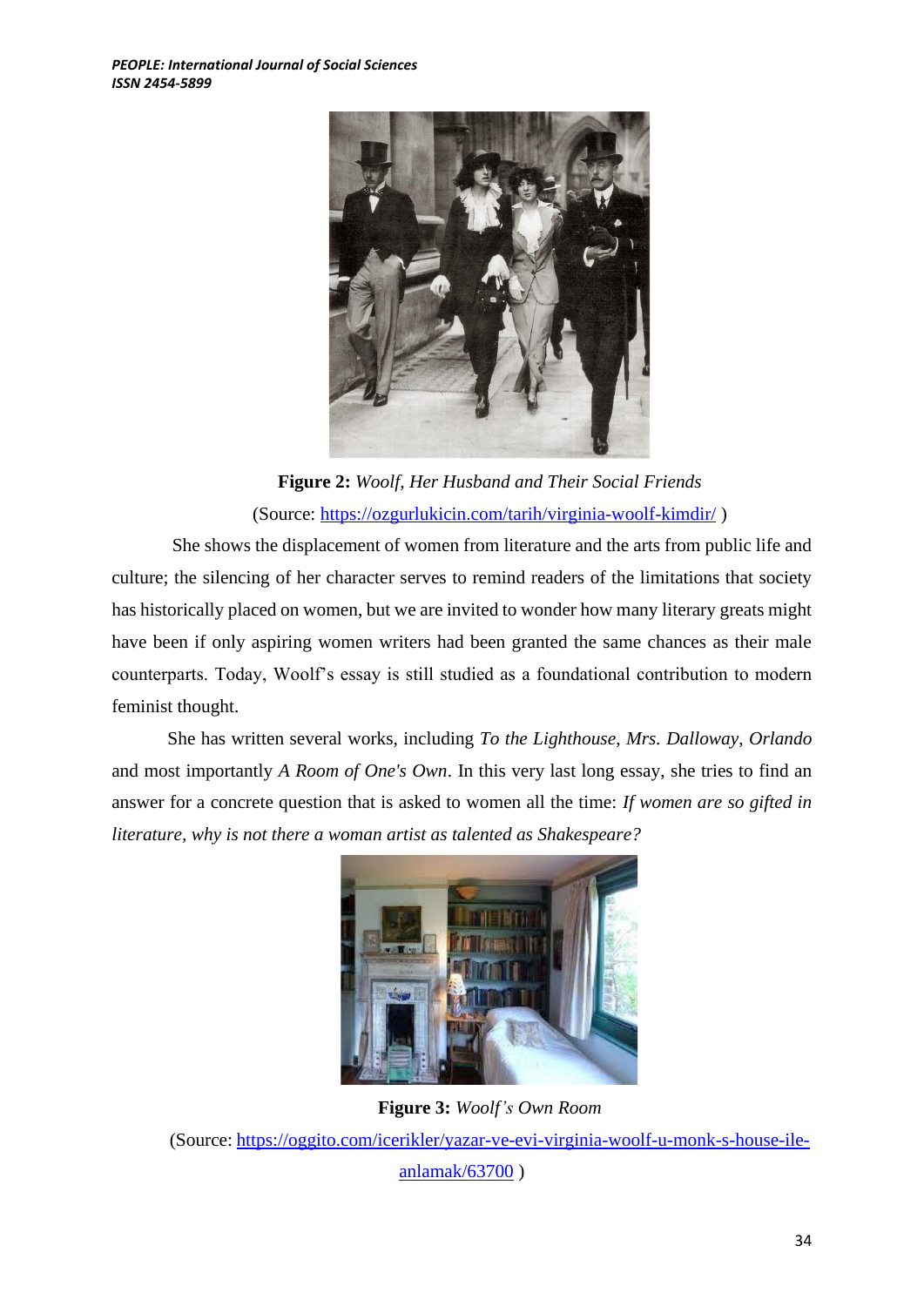**Figure 2:** *Woolf, Her Husband and Their Social Friends*

(Source: https://ozgurlukicin.com/tarih/virginia-woolf-kimdir/ )

She shows the displacement of women from literature and the arts from public life and culture; the silencing of her character serves to remind readers of the limitations that society has historically placed on women, but we are invited to wonder how many literary greats might have been if only aspiring women writers had been granted the same chances as their male counterparts. Today, Woolf's essay is still studied as a foundational contribution to modern feminist thought.

She has written several works, including *To the Lighthouse*, *Mrs. Dalloway*, *Orlando* and most importantly *A Room of One's Own*. In this very last long essay, she tries to find an answer for a concrete question that is asked to women all the time: *If women are so gifted in literature, why is not there a woman artist as talented as Shakespeare?*

**Figure 3:** *Woolf's Own Room*

(Source: https://oggito.com/icerikler/yazar-ve-evi-virginia-woolf-u-monk-s-house-ile-anlamak/63700 )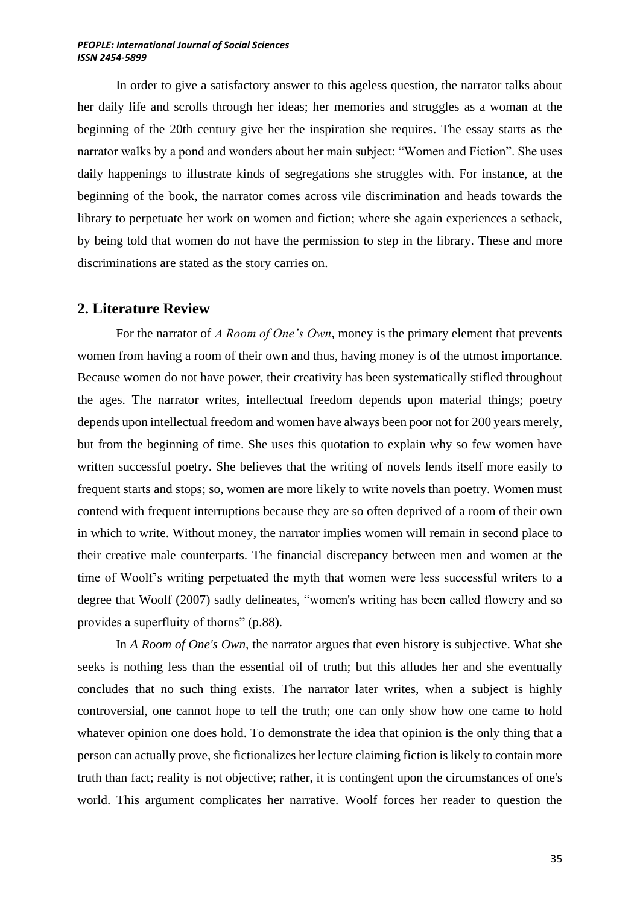In order to give a satisfactory answer to this ageless question, the narrator talks about her daily life and scrolls through her ideas; her memories and struggles as a woman at the beginning of the 20th century give her the inspiration she requires. The essay starts as the narrator walks by a pond and wonders about her main subject: “Women and Fiction”. She uses daily happenings to illustrate kinds of segregations she struggles with. For instance, at the beginning of the book, the narrator comes across vile discrimination and heads towards the library to perpetuate her work on women and fiction; where she again experiences a setback, by being told that women do not have the permission to step in the library. These and more discriminations are stated as the story carries on.

## 2. Literature Review

For the narrator of *A Room of One’s Own*, money is the primary element that prevents women from having a room of their own and thus, having money is of the utmost importance. Because women do not have power, their creativity has been systematically stifled throughout the ages. The narrator writes, intellectual freedom depends upon material things; poetry depends upon intellectual freedom and women have always been poor not for 200 years merely, but from the beginning of time. She uses this quotation to explain why so few women have written successful poetry. She believes that the writing of novels lends itself more easily to frequent starts and stops; so, women are more likely to write novels than poetry. Women must contend with frequent interruptions because they are so often deprived of a room of their own in which to write. Without money, the narrator implies women will remain in second place to their creative male counterparts. The financial discrepancy between men and women at the time of Woolf’s writing perpetuated the myth that women were less successful writers to a degree that Woolf (2007) sadly delineates, “women's writing has been called flowery and so provides a superfluity of thorns” (p.88).

In *A Room of One's Own*, the narrator argues that even history is subjective. What she seeks is nothing less than the essential oil of truth; but this alludes her and she eventually concludes that no such thing exists. The narrator later writes, when a subject is highly controversial, one cannot hope to tell the truth; one can only show how one came to hold whatever opinion one does hold. To demonstrate the idea that opinion is the only thing that a person can actually prove, she fictionalizes her lecture claiming fiction is likely to contain more truth than fact; reality is not objective; rather, it is contingent upon the circumstances of one's world. This argument complicates her narrative. Woolf forces her reader to question the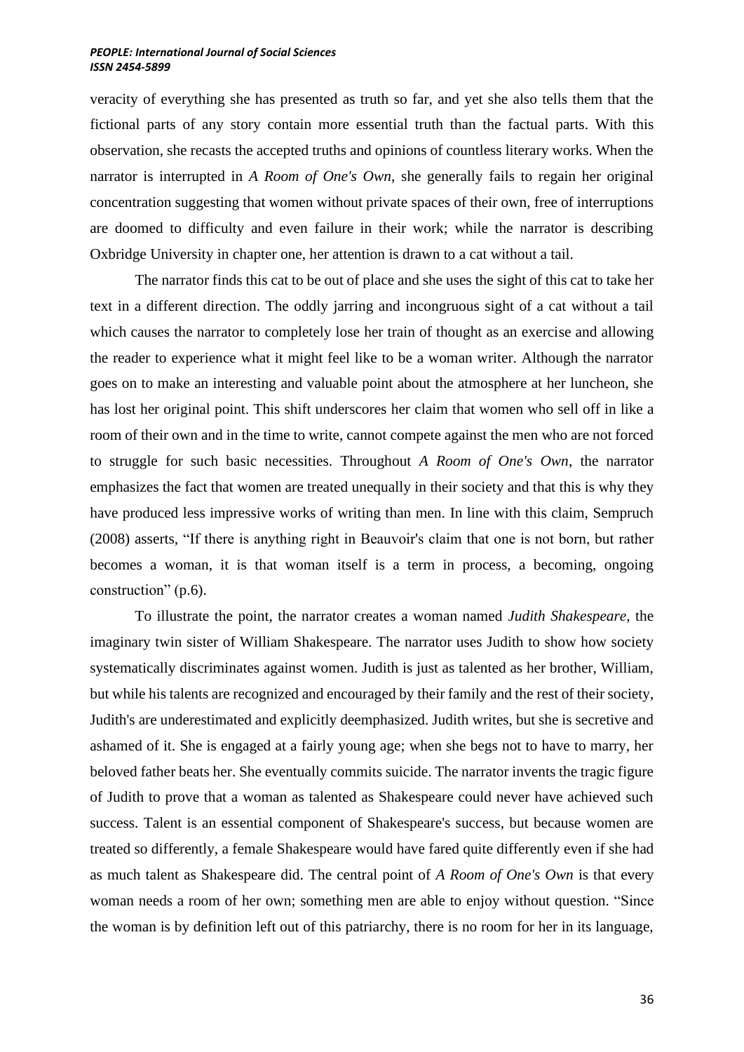veracity of everything she has presented as truth so far, and yet she also tells them that the fictional parts of any story contain more essential truth than the factual parts. With this observation, she recasts the accepted truths and opinions of countless literary works. When the narrator is interrupted in *A Room of One's Own*, she generally fails to regain her original concentration suggesting that women without private spaces of their own, free of interruptions are doomed to difficulty and even failure in their work; while the narrator is describing Oxbridge University in chapter one, her attention is drawn to a cat without a tail.

The narrator finds this cat to be out of place and she uses the sight of this cat to take her text in a different direction. The oddly jarring and incongruous sight of a cat without a tail which causes the narrator to completely lose her train of thought as an exercise and allowing the reader to experience what it might feel like to be a woman writer. Although the narrator goes on to make an interesting and valuable point about the atmosphere at her luncheon, she has lost her original point. This shift underscores her claim that women who sell off in like a room of their own and in the time to write, cannot compete against the men who are not forced to struggle for such basic necessities. Throughout *A Room of One's Own*, the narrator emphasizes the fact that women are treated unequally in their society and that this is why they have produced less impressive works of writing than men. In line with this claim, Sempruch (2008) asserts, "If there is anything right in Beauvoir's claim that one is not born, but rather becomes a woman, it is that woman itself is a term in process, a becoming, ongoing construction" (p.6).

To illustrate the point, the narrator creates a woman named *Judith Shakespeare*, the imaginary twin sister of William Shakespeare. The narrator uses Judith to show how society systematically discriminates against women. Judith is just as talented as her brother, William, but while his talents are recognized and encouraged by their family and the rest of their society, Judith's are underestimated and explicitly deemphasized. Judith writes, but she is secretive and ashamed of it. She is engaged at a fairly young age; when she begs not to have to marry, her beloved father beats her. She eventually commits suicide. The narrator invents the tragic figure of Judith to prove that a woman as talented as Shakespeare could never have achieved such success. Talent is an essential component of Shakespeare's success, but because women are treated so differently, a female Shakespeare would have fared quite differently even if she had as much talent as Shakespeare did. The central point of *A Room of One's Own* is that every woman needs a room of her own; something men are able to enjoy without question. "Since the woman is by definition left out of this patriarchy, there is no room for her in its language,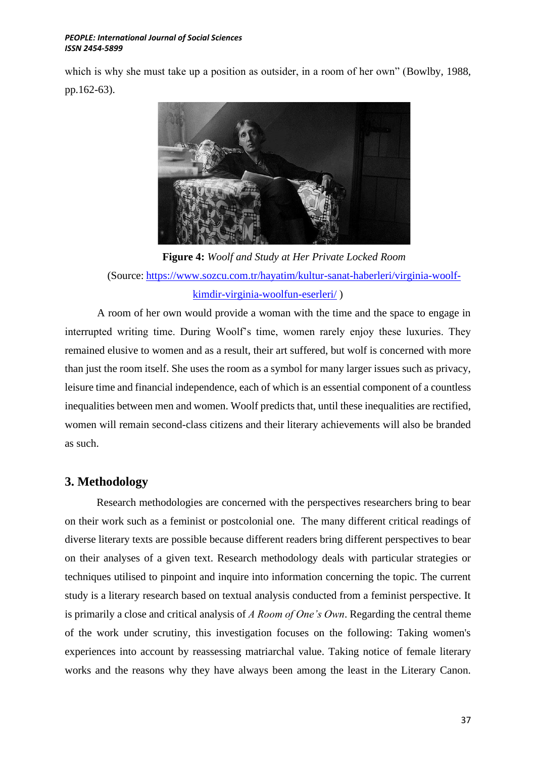which is why she must take up a position as outsider, in a room of her own" (Bowlby, 1988, pp.162-63).

**Figure 4:** *Woolf and Study at Her Private Locked Room*

(Source: https://www.sozcu.com.tr/hayatim/kultur-sanat-haberleri/virginia-woolf-kimdir-virginia-woolfun-eserleri/ )

A room of her own would provide a woman with the time and the space to engage in interrupted writing time. During Woolf's time, women rarely enjoy these luxuries. They remained elusive to women and as a result, their art suffered, but wolf is concerned with more than just the room itself. She uses the room as a symbol for many larger issues such as privacy, leisure time and financial independence, each of which is an essential component of a countless inequalities between men and women. Woolf predicts that, until these inequalities are rectified, women will remain second-class citizens and their literary achievements will also be branded as such.

## 3. Methodology

Research methodologies are concerned with the perspectives researchers bring to bear on their work such as a feminist or postcolonial one. The many different critical readings of diverse literary texts are possible because different readers bring different perspectives to bear on their analyses of a given text. Research methodology deals with particular strategies or techniques utilised to pinpoint and inquire into information concerning the topic. The current study is a literary research based on textual analysis conducted from a feminist perspective. It is primarily a close and critical analysis of *A Room of One's Own*. Regarding the central theme of the work under scrutiny, this investigation focuses on the following: Taking women's experiences into account by reassessing matriarchal value. Taking notice of female literary works and the reasons why they have always been among the least in the Literary Canon.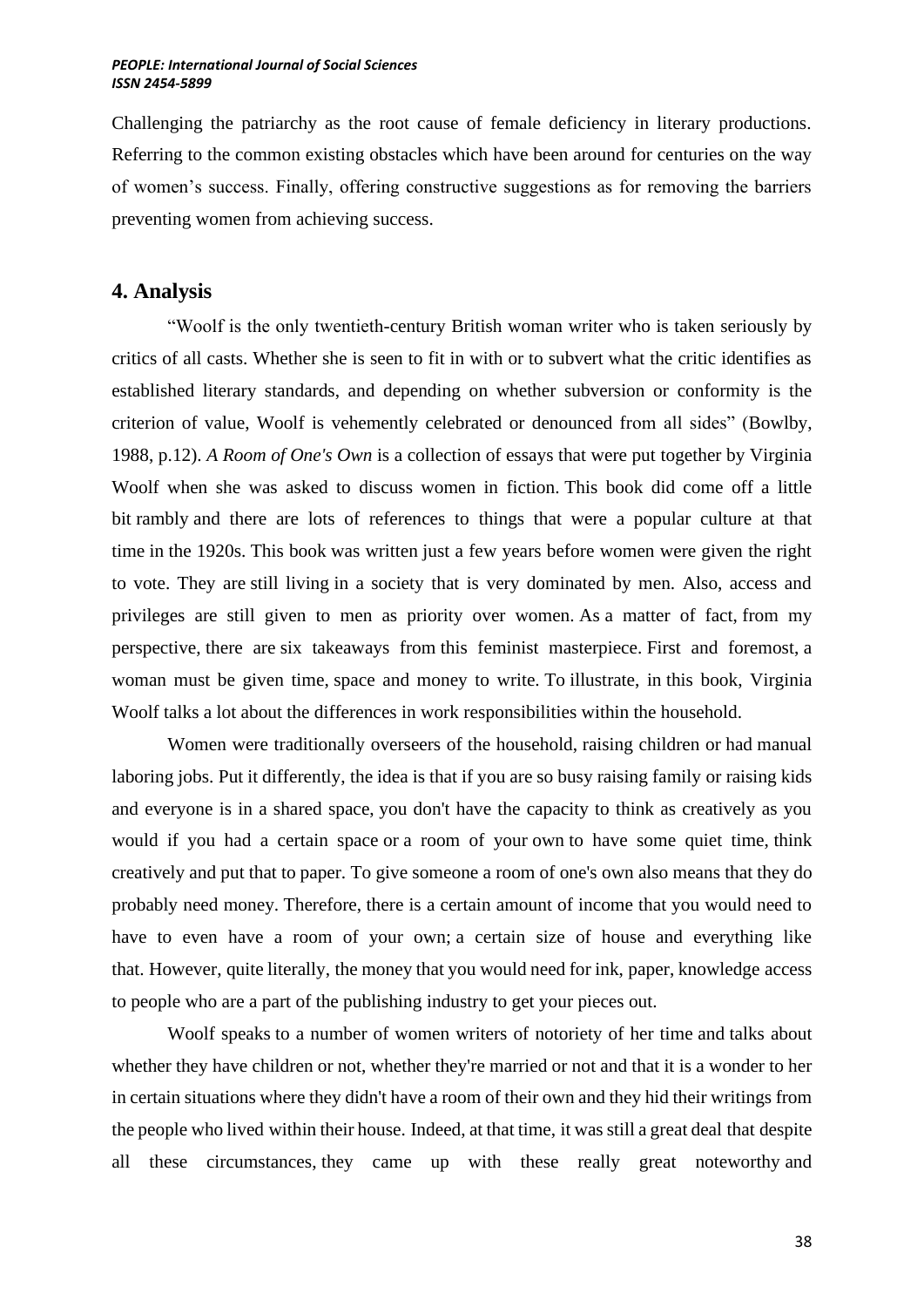Challenging the patriarchy as the root cause of female deficiency in literary productions. Referring to the common existing obstacles which have been around for centuries on the way of women's success. Finally, offering constructive suggestions as for removing the barriers preventing women from achieving success.

## 4. Analysis

"Woolf is the only twentieth-century British woman writer who is taken seriously by critics of all casts. Whether she is seen to fit in with or to subvert what the critic identifies as established literary standards, and depending on whether subversion or conformity is the criterion of value, Woolf is vehemently celebrated or denounced from all sides" (Bowlby, 1988, p.12). *A Room of One's Own* is a collection of essays that were put together by Virginia Woolf when she was asked to discuss women in fiction. This book did come off a little bit rambly and there are lots of references to things that were a popular culture at that time in the 1920s. This book was written just a few years before women were given the right to vote. They are still living in a society that is very dominated by men. Also, access and privileges are still given to men as priority over women. As a matter of fact, from my perspective, there are six takeaways from this feminist masterpiece. First and foremost, a woman must be given time, space and money to write. To illustrate, in this book, Virginia Woolf talks a lot about the differences in work responsibilities within the household.

Women were traditionally overseers of the household, raising children or had manual laboring jobs. Put it differently, the idea is that if you are so busy raising family or raising kids and everyone is in a shared space, you don't have the capacity to think as creatively as you would if you had a certain space or a room of your own to have some quiet time, think creatively and put that to paper. To give someone a room of one's own also means that they do probably need money. Therefore, there is a certain amount of income that you would need to have to even have a room of your own; a certain size of house and everything like that. However, quite literally, the money that you would need for ink, paper, knowledge access to people who are a part of the publishing industry to get your pieces out.

Woolf speaks to a number of women writers of notoriety of her time and talks about whether they have children or not, whether they're married or not and that it is a wonder to her in certain situations where they didn't have a room of their own and they hid their writings from the people who lived within their house. Indeed, at that time, it was still a great deal that despite all these circumstances, they came up with these really great noteworthy and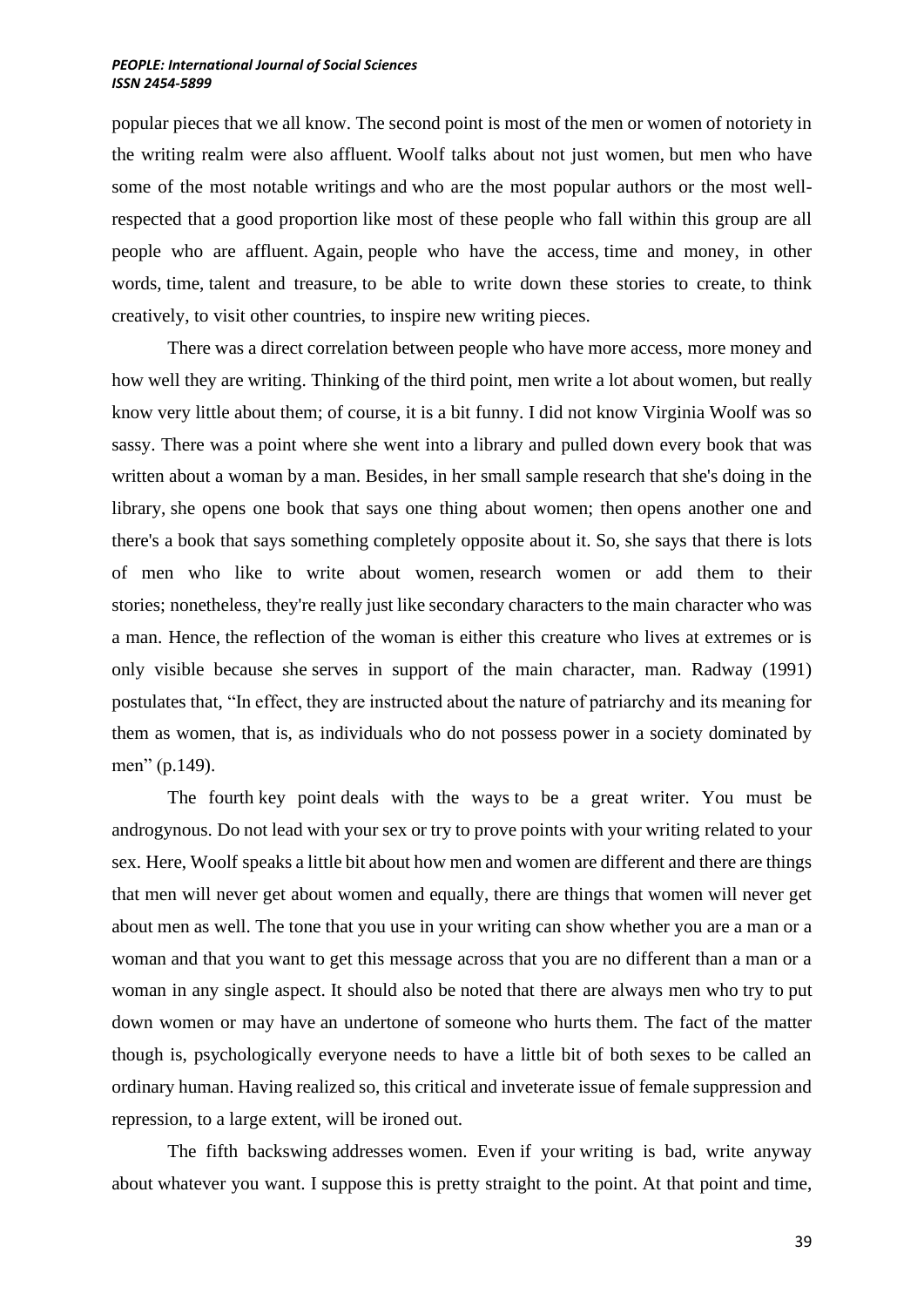popular pieces that we all know. The second point is most of the men or women of notoriety in the writing realm were also affluent. Woolf talks about not just women, but men who have some of the most notable writings and who are the most popular authors or the most well-respected that a good proportion like most of these people who fall within this group are all people who are affluent. Again, people who have the access, time and money, in other words, time, talent and treasure, to be able to write down these stories to create, to think creatively, to visit other countries, to inspire new writing pieces.

There was a direct correlation between people who have more access, more money and how well they are writing. Thinking of the third point, men write a lot about women, but really know very little about them; of course, it is a bit funny. I did not know Virginia Woolf was so sassy. There was a point where she went into a library and pulled down every book that was written about a woman by a man. Besides, in her small sample research that she's doing in the library, she opens one book that says one thing about women; then opens another one and there's a book that says something completely opposite about it. So, she says that there is lots of men who like to write about women, research women or add them to their stories; nonetheless, they're really just like secondary characters to the main character who was a man. Hence, the reflection of the woman is either this creature who lives at extremes or is only visible because she serves in support of the main character, man. Radway (1991) postulates that, "In effect, they are instructed about the nature of patriarchy and its meaning for them as women, that is, as individuals who do not possess power in a society dominated by men" (p.149).

The fourth key point deals with the ways to be a great writer. You must be androgynous. Do not lead with your sex or try to prove points with your writing related to your sex. Here, Woolf speaks a little bit about how men and women are different and there are things that men will never get about women and equally, there are things that women will never get about men as well. The tone that you use in your writing can show whether you are a man or a woman and that you want to get this message across that you are no different than a man or a woman in any single aspect. It should also be noted that there are always men who try to put down women or may have an undertone of someone who hurts them. The fact of the matter though is, psychologically everyone needs to have a little bit of both sexes to be called an ordinary human. Having realized so, this critical and inveterate issue of female suppression and repression, to a large extent, will be ironed out.

The fifth backswing addresses women. Even if your writing is bad, write anyway about whatever you want. I suppose this is pretty straight to the point. At that point and time,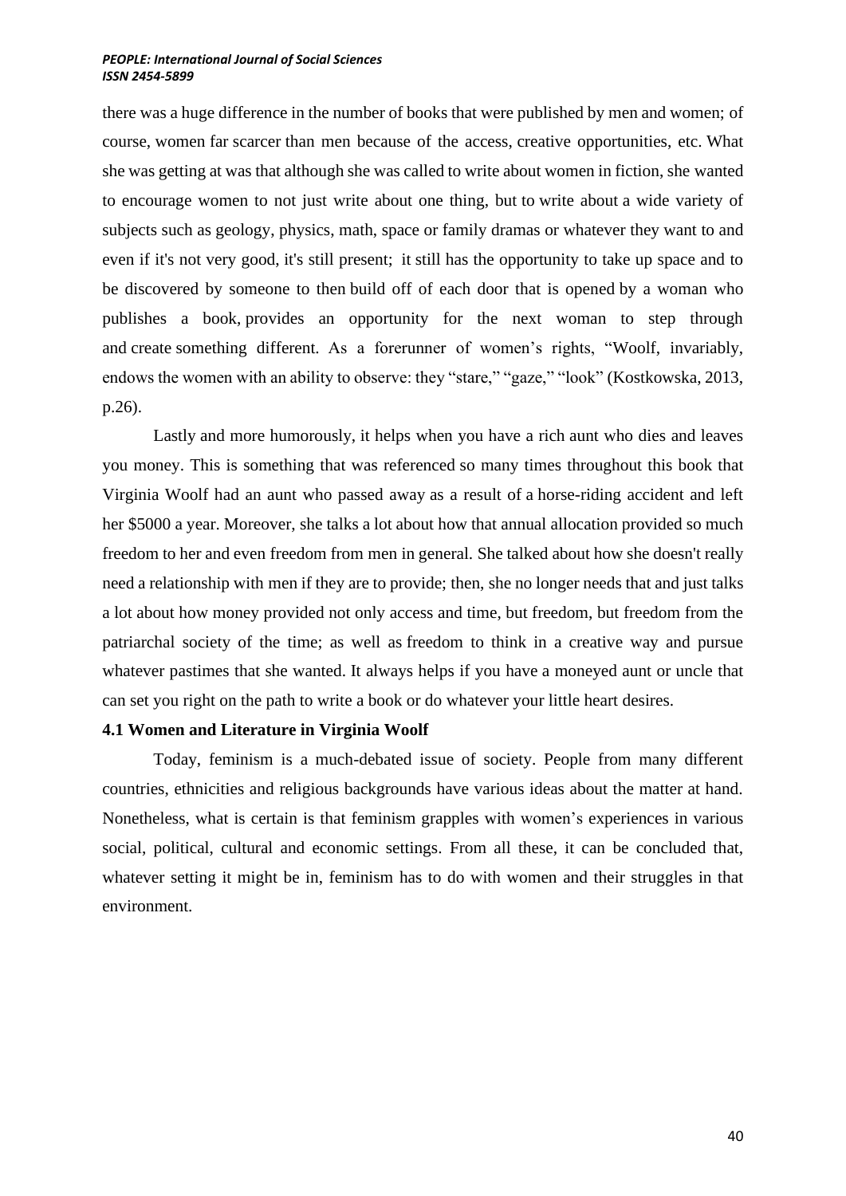there was a huge difference in the number of books that were published by men and women; of course, women far scarcer than men because of the access, creative opportunities, etc. What she was getting at was that although she was called to write about women in fiction, she wanted to encourage women to not just write about one thing, but to write about a wide variety of subjects such as geology, physics, math, space or family dramas or whatever they want to and even if it's not very good, it's still present; it still has the opportunity to take up space and to be discovered by someone to then build off of each door that is opened by a woman who publishes a book, provides an opportunity for the next woman to step through and create something different. As a forerunner of women's rights, "Woolf, invariably, endows the women with an ability to observe: they "stare," "gaze," "look" (Kostkowska, 2013, p.26).

Lastly and more humorously, it helps when you have a rich aunt who dies and leaves you money. This is something that was referenced so many times throughout this book that Virginia Woolf had an aunt who passed away as a result of a horse-riding accident and left her $5000 a year. Moreover, she talks a lot about how that annual allocation provided so much freedom to her and even freedom from men in general. She talked about how she doesn't really need a relationship with men if they are to provide; then, she no longer needs that and just talks a lot about how money provided not only access and time, but freedom, but freedom from the patriarchal society of the time; as well as freedom to think in a creative way and pursue whatever pastimes that she wanted. It always helps if you have a moneyed aunt or uncle that can set you right on the path to write a book or do whatever your little heart desires.

### 4.1 Women and Literature in Virginia Woolf

Today, feminism is a much-debated issue of society. People from many different countries, ethnicities and religious backgrounds have various ideas about the matter at hand. Nonetheless, what is certain is that feminism grapples with women's experiences in various social, political, cultural and economic settings. From all these, it can be concluded that, whatever setting it might be in, feminism has to do with women and their struggles in that environment.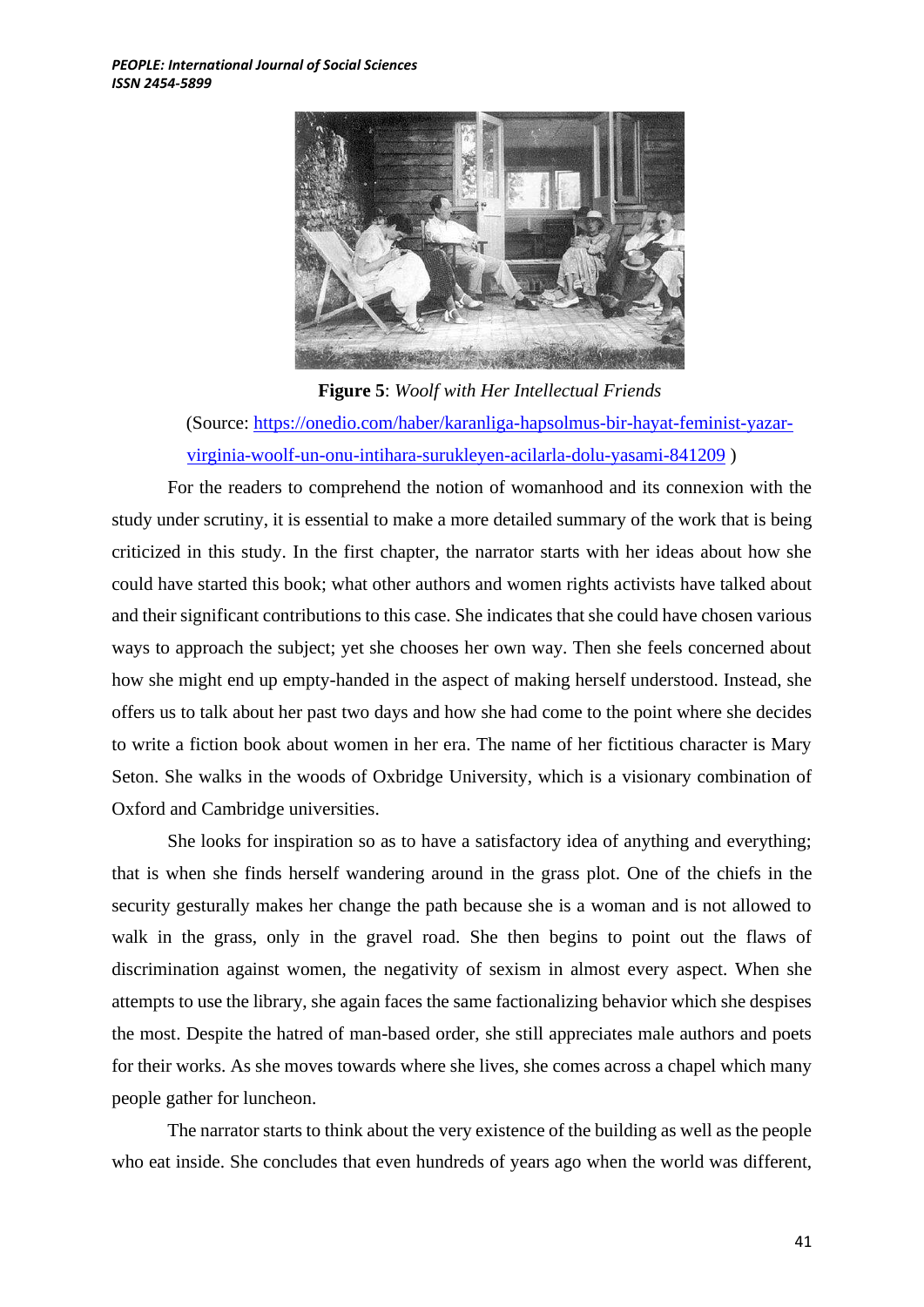**Figure 5**: *Woolf with Her Intellectual Friends*

(Source: [https://onedio.com/haber/karanliga-hapsolmus-bir-hayat-feminist-yazar-virginia-woolf-un-onu-intihara-surukleyen-acilarla-dolu-yasami-841209](https://onedio.com/haber/karanliga-hapsolmus-bir-hayat-feminist-yazar-virginia-woolf-un-onu-intihara-surukleyen-acilarla-dolu-yasami-841209) )

For the readers to comprehend the notion of womanhood and its connexion with the study under scrutiny, it is essential to make a more detailed summary of the work that is being criticized in this study. In the first chapter, the narrator starts with her ideas about how she could have started this book; what other authors and women rights activists have talked about and their significant contributions to this case. She indicates that she could have chosen various ways to approach the subject; yet she chooses her own way. Then she feels concerned about how she might end up empty-handed in the aspect of making herself understood. Instead, she offers us to talk about her past two days and how she had come to the point where she decides to write a fiction book about women in her era. The name of her fictitious character is Mary Seton. She walks in the woods of Oxbridge University, which is a visionary combination of Oxford and Cambridge universities.

She looks for inspiration so as to have a satisfactory idea of anything and everything; that is when she finds herself wandering around in the grass plot. One of the chiefs in the security gesturally makes her change the path because she is a woman and is not allowed to walk in the grass, only in the gravel road. She then begins to point out the flaws of discrimination against women, the negativity of sexism in almost every aspect. When she attempts to use the library, she again faces the same factionalizing behavior which she despises the most. Despite the hatred of man-based order, she still appreciates male authors and poets for their works. As she moves towards where she lives, she comes across a chapel which many people gather for luncheon.

The narrator starts to think about the very existence of the building as well as the people who eat inside. She concludes that even hundreds of years ago when the world was different,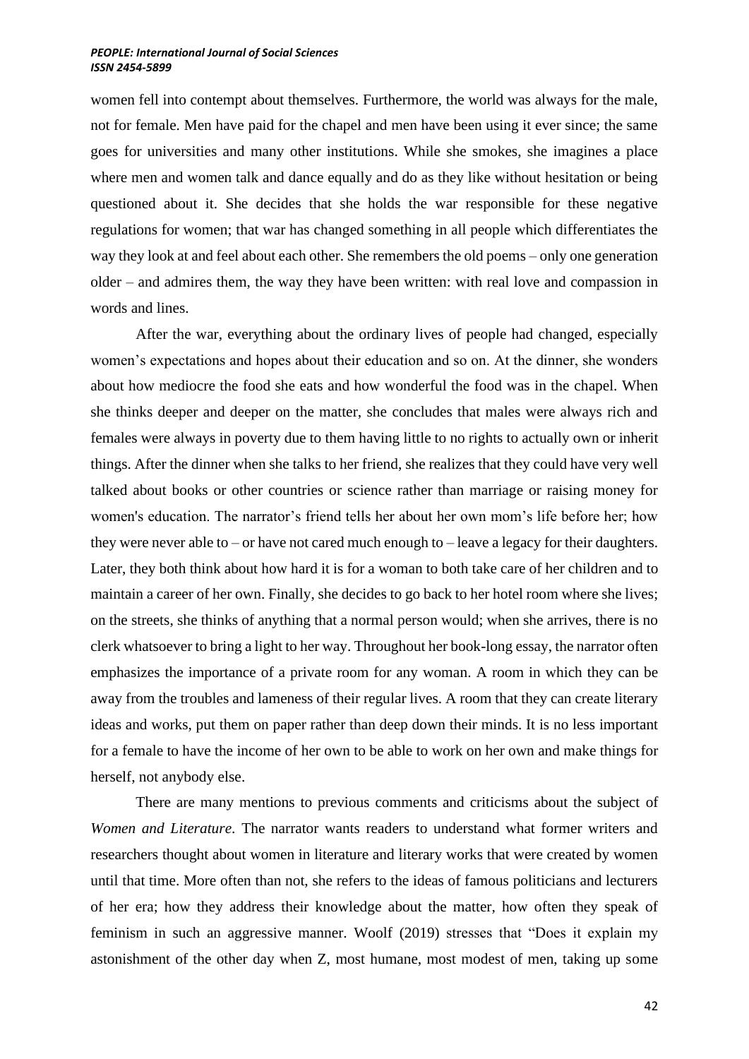women fell into contempt about themselves. Furthermore, the world was always for the male, not for female. Men have paid for the chapel and men have been using it ever since; the same goes for universities and many other institutions. While she smokes, she imagines a place where men and women talk and dance equally and do as they like without hesitation or being questioned about it. She decides that she holds the war responsible for these negative regulations for women; that war has changed something in all people which differentiates the way they look at and feel about each other. She remembers the old poems – only one generation older – and admires them, the way they have been written: with real love and compassion in words and lines.

After the war, everything about the ordinary lives of people had changed, especially women's expectations and hopes about their education and so on. At the dinner, she wonders about how mediocre the food she eats and how wonderful the food was in the chapel. When she thinks deeper and deeper on the matter, she concludes that males were always rich and females were always in poverty due to them having little to no rights to actually own or inherit things. After the dinner when she talks to her friend, she realizes that they could have very well talked about books or other countries or science rather than marriage or raising money for women's education. The narrator's friend tells her about her own mom's life before her; how they were never able to – or have not cared much enough to – leave a legacy for their daughters. Later, they both think about how hard it is for a woman to both take care of her children and to maintain a career of her own. Finally, she decides to go back to her hotel room where she lives; on the streets, she thinks of anything that a normal person would; when she arrives, there is no clerk whatsoever to bring a light to her way. Throughout her book-long essay, the narrator often emphasizes the importance of a private room for any woman. A room in which they can be away from the troubles and lameness of their regular lives. A room that they can create literary ideas and works, put them on paper rather than deep down their minds. It is no less important for a female to have the income of her own to be able to work on her own and make things for herself, not anybody else.

There are many mentions to previous comments and criticisms about the subject of *Women and Literature*. The narrator wants readers to understand what former writers and researchers thought about women in literature and literary works that were created by women until that time. More often than not, she refers to the ideas of famous politicians and lecturers of her era; how they address their knowledge about the matter, how often they speak of feminism in such an aggressive manner. Woolf (2019) stresses that "Does it explain my astonishment of the other day when Z, most humane, most modest of men, taking up some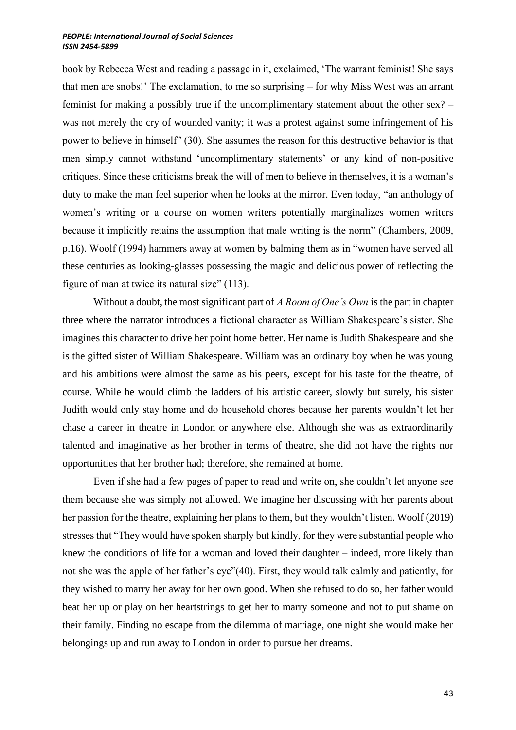book by Rebecca West and reading a passage in it, exclaimed, 'The warrant feminist! She says that men are snobs!' The exclamation, to me so surprising – for why Miss West was an arrant feminist for making a possibly true if the uncomplimentary statement about the other sex? – was not merely the cry of wounded vanity; it was a protest against some infringement of his power to believe in himself" (30). She assumes the reason for this destructive behavior is that men simply cannot withstand 'uncomplimentary statements' or any kind of non-positive critiques. Since these criticisms break the will of men to believe in themselves, it is a woman's duty to make the man feel superior when he looks at the mirror. Even today, "an anthology of women's writing or a course on women writers potentially marginalizes women writers because it implicitly retains the assumption that male writing is the norm" (Chambers, 2009, p.16). Woolf (1994) hammers away at women by balming them as in "women have served all these centuries as looking-glasses possessing the magic and delicious power of reflecting the figure of man at twice its natural size" (113).

Without a doubt, the most significant part of *A Room of One's Own* is the part in chapter three where the narrator introduces a fictional character as William Shakespeare's sister. She imagines this character to drive her point home better. Her name is Judith Shakespeare and she is the gifted sister of William Shakespeare. William was an ordinary boy when he was young and his ambitions were almost the same as his peers, except for his taste for the theatre, of course. While he would climb the ladders of his artistic career, slowly but surely, his sister Judith would only stay home and do household chores because her parents wouldn't let her chase a career in theatre in London or anywhere else. Although she was as extraordinarily talented and imaginative as her brother in terms of theatre, she did not have the rights nor opportunities that her brother had; therefore, she remained at home.

Even if she had a few pages of paper to read and write on, she couldn't let anyone see them because she was simply not allowed. We imagine her discussing with her parents about her passion for the theatre, explaining her plans to them, but they wouldn't listen. Woolf (2019) stresses that "They would have spoken sharply but kindly, for they were substantial people who knew the conditions of life for a woman and loved their daughter – indeed, more likely than not she was the apple of her father's eye"(40). First, they would talk calmly and patiently, for they wished to marry her away for her own good. When she refused to do so, her father would beat her up or play on her heartstrings to get her to marry someone and not to put shame on their family. Finding no escape from the dilemma of marriage, one night she would make her belongings up and run away to London in order to pursue her dreams.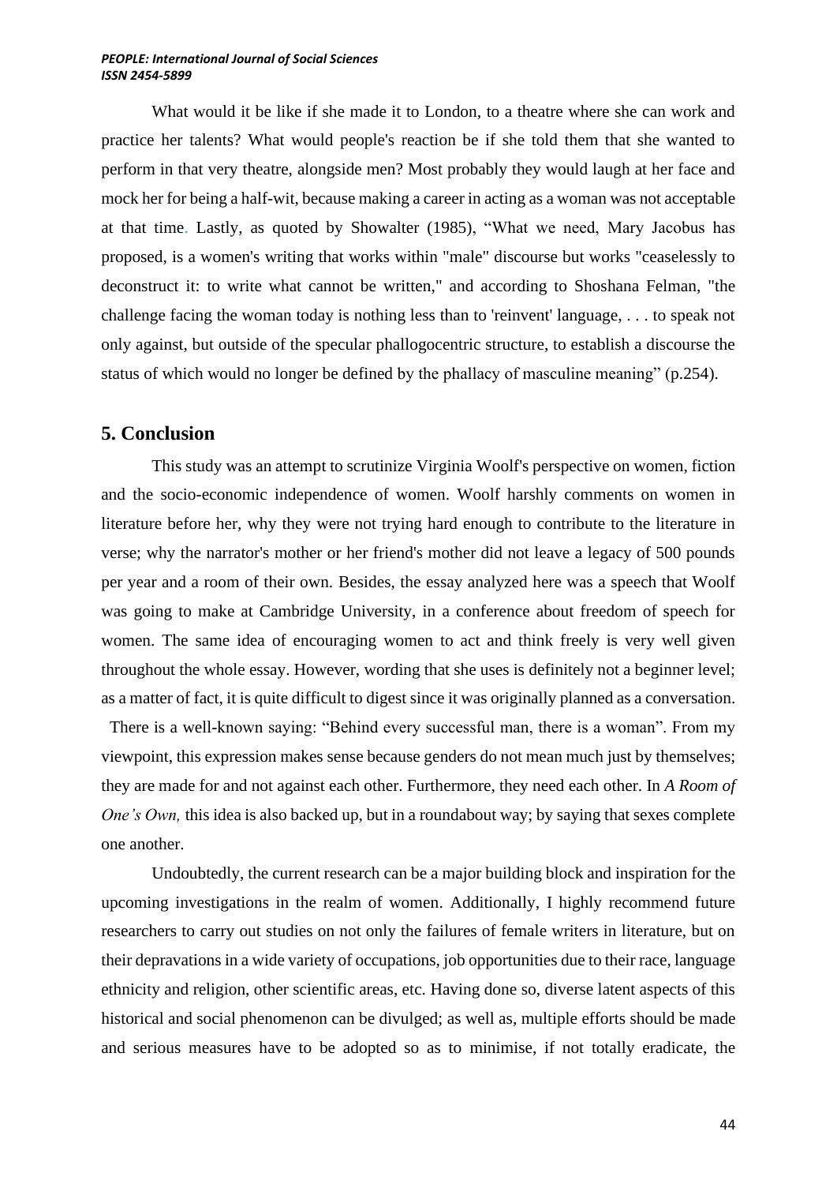What would it be like if she made it to London, to a theatre where she can work and practice her talents? What would people's reaction be if she told them that she wanted to perform in that very theatre, alongside men? Most probably they would laugh at her face and mock her for being a half-wit, because making a career in acting as a woman was not acceptable at that time. Lastly, as quoted by Showalter (1985), "What we need, Mary Jacobus has proposed, is a women's writing that works within "male" discourse but works "ceaselessly to deconstruct it: to write what cannot be written," and according to Shoshana Felman, "the challenge facing the woman today is nothing less than to 'reinvent' language, . . . to speak not only against, but outside of the specular phallogocentric structure, to establish a discourse the status of which would no longer be defined by the phallacy of masculine meaning" (p.254).

## 5. Conclusion

This study was an attempt to scrutinize Virginia Woolf's perspective on women, fiction and the socio-economic independence of women. Woolf harshly comments on women in literature before her, why they were not trying hard enough to contribute to the literature in verse; why the narrator's mother or her friend's mother did not leave a legacy of 500 pounds per year and a room of their own. Besides, the essay analyzed here was a speech that Woolf was going to make at Cambridge University, in a conference about freedom of speech for women. The same idea of encouraging women to act and think freely is very well given throughout the whole essay. However, wording that she uses is definitely not a beginner level; as a matter of fact, it is quite difficult to digest since it was originally planned as a conversation.

There is a well-known saying: "Behind every successful man, there is a woman". From my viewpoint, this expression makes sense because genders do not mean much just by themselves; they are made for and not against each other. Furthermore, they need each other. In *A Room of One's Own,* this idea is also backed up, but in a roundabout way; by saying that sexes complete one another.

Undoubtedly, the current research can be a major building block and inspiration for the upcoming investigations in the realm of women. Additionally, I highly recommend future researchers to carry out studies on not only the failures of female writers in literature, but on their depravations in a wide variety of occupations, job opportunities due to their race, language ethnicity and religion, other scientific areas, etc. Having done so, diverse latent aspects of this historical and social phenomenon can be divulged; as well as, multiple efforts should be made and serious measures have to be adopted so as to minimise, if not totally eradicate, the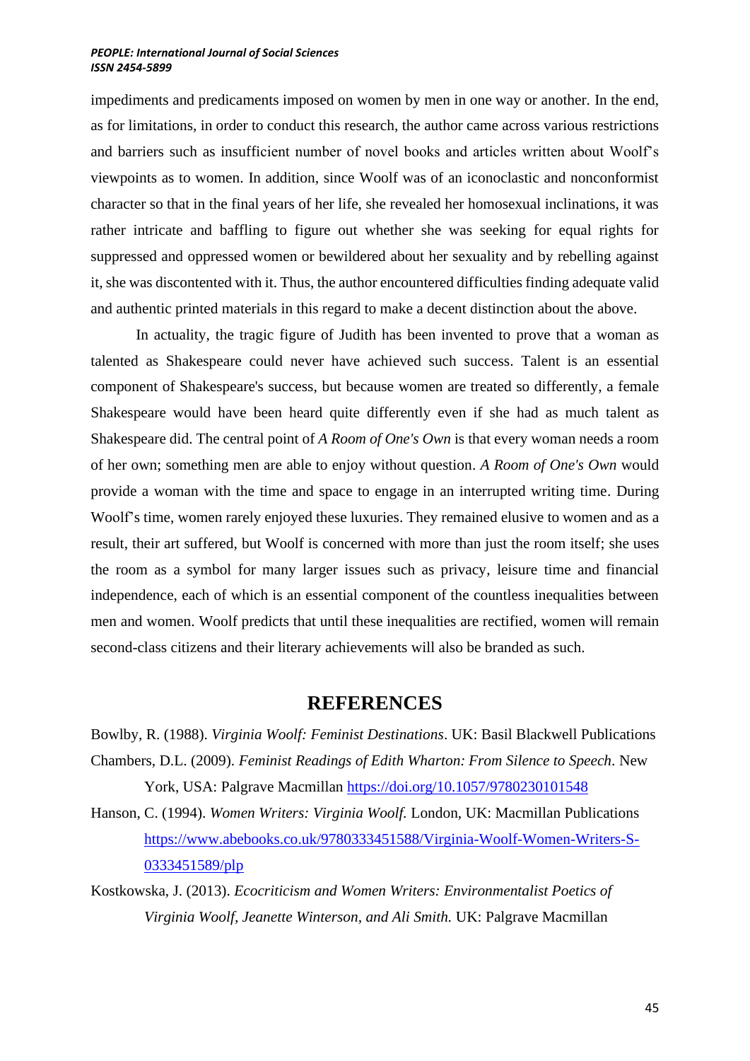impediments and predicaments imposed on women by men in one way or another. In the end, as for limitations, in order to conduct this research, the author came across various restrictions and barriers such as insufficient number of novel books and articles written about Woolf's viewpoints as to women. In addition, since Woolf was of an iconoclastic and nonconformist character so that in the final years of her life, she revealed her homosexual inclinations, it was rather intricate and baffling to figure out whether she was seeking for equal rights for suppressed and oppressed women or bewildered about her sexuality and by rebelling against it, she was discontented with it. Thus, the author encountered difficulties finding adequate valid and authentic printed materials in this regard to make a decent distinction about the above.

In actuality, the tragic figure of Judith has been invented to prove that a woman as talented as Shakespeare could never have achieved such success. Talent is an essential component of Shakespeare's success, but because women are treated so differently, a female Shakespeare would have been heard quite differently even if she had as much talent as Shakespeare did. The central point of *A Room of One's Own* is that every woman needs a room of her own; something men are able to enjoy without question. *A Room of One's Own* would provide a woman with the time and space to engage in an interrupted writing time. During Woolf's time, women rarely enjoyed these luxuries. They remained elusive to women and as a result, their art suffered, but Woolf is concerned with more than just the room itself; she uses the room as a symbol for many larger issues such as privacy, leisure time and financial independence, each of which is an essential component of the countless inequalities between men and women. Woolf predicts that until these inequalities are rectified, women will remain second-class citizens and their literary achievements will also be branded as such.

## REFERENCES

Bowlby, R. (1988). *Virginia Woolf: Feminist Destinations*. UK: Basil Blackwell Publications

Chambers, D.L. (2009). *Feminist Readings of Edith Wharton: From Silence to Speech*. New York, USA: Palgrave Macmillan https://doi.org/10.1057/9780230101548

Hanson, C. (1994). *Women Writers: Virginia Woolf.* London, UK: Macmillan Publications https://www.abebooks.co.uk/9780333451588/Virginia-Woolf-Women-Writers-S-0333451589/plp

Kostkowska, J. (2013). *Ecocriticism and Women Writers: Environmentalist Poetics of Virginia Woolf, Jeanette Winterson, and Ali Smith.* UK: Palgrave Macmillan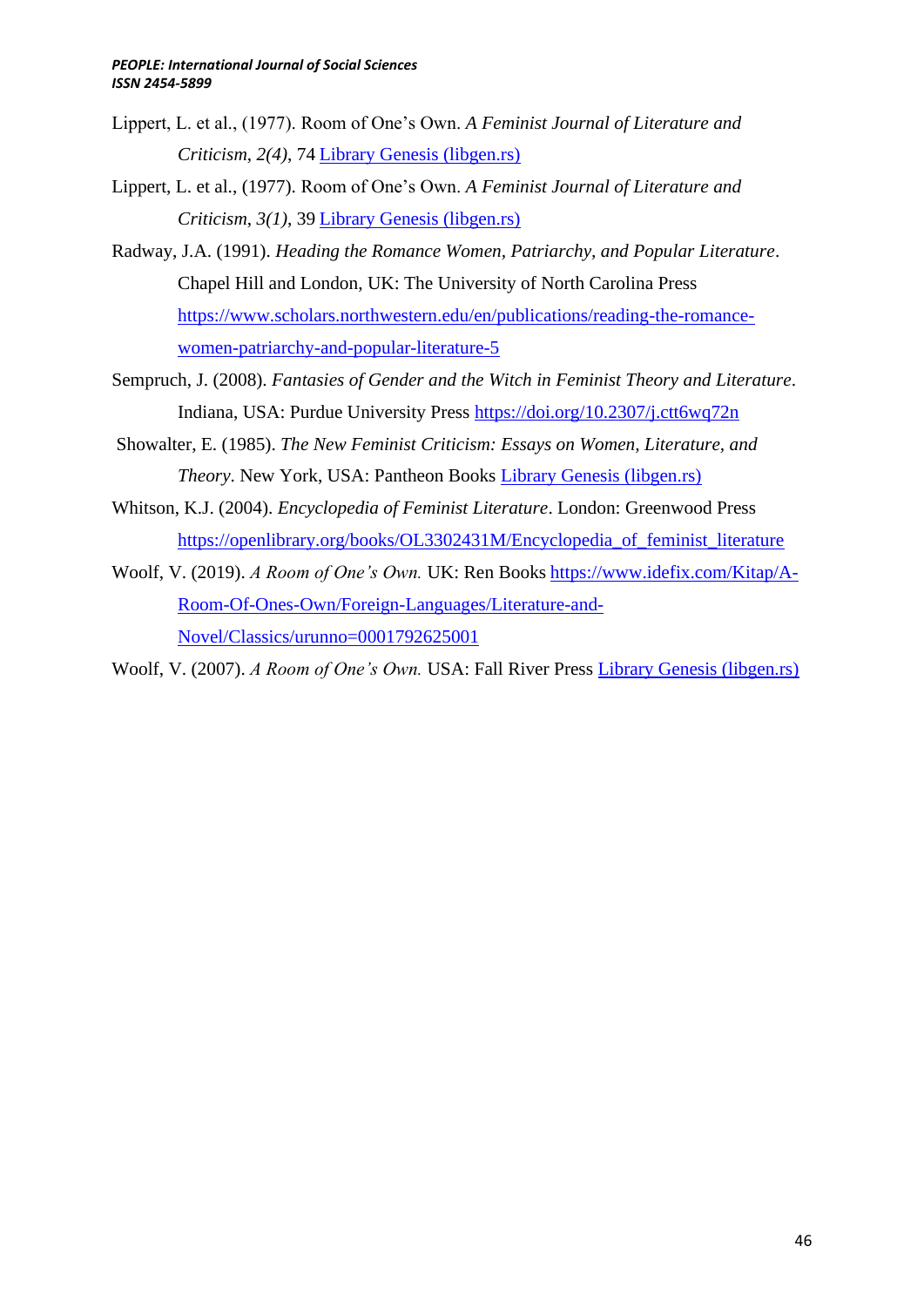Lippert, L. et al., (1977). Room of One's Own. *A Feminist Journal of Literature and Criticism*, *2(4)*, 74 Library Genesis (libgen.rs)

Lippert, L. et al., (1977). Room of One's Own. *A Feminist Journal of Literature and Criticism*, *3(1)*, 39 Library Genesis (libgen.rs)

Radway, J.A. (1991). *Heading the Romance Women, Patriarchy, and Popular Literature*. Chapel Hill and London, UK: The University of North Carolina Press https://www.scholars.northwestern.edu/en/publications/reading-the-romance-women-patriarchy-and-popular-literature-5

Sempruch, J. (2008). *Fantasies of Gender and the Witch in Feminist Theory and Literature*. Indiana, USA: Purdue University Press https://doi.org/10.2307/j.ctt6wq72n

Showalter, E. (1985). *The New Feminist Criticism: Essays on Women, Literature, and Theory*. New York, USA: Pantheon Books Library Genesis (libgen.rs)

Whitson, K.J. (2004). *Encyclopedia of Feminist Literature*. London: Greenwood Press https://openlibrary.org/books/OL3302431M/Encyclopedia_of_feminist_literature

Woolf, V. (2019). *A Room of One's Own.* UK: Ren Books https://www.idefix.com/Kitap/A-Room-Of-Ones-Own/Foreign-Languages/Literature-and-Novel/Classics/urunno=0001792625001

Woolf, V. (2007). *A Room of One's Own.* USA: Fall River Press Library Genesis (libgen.rs)